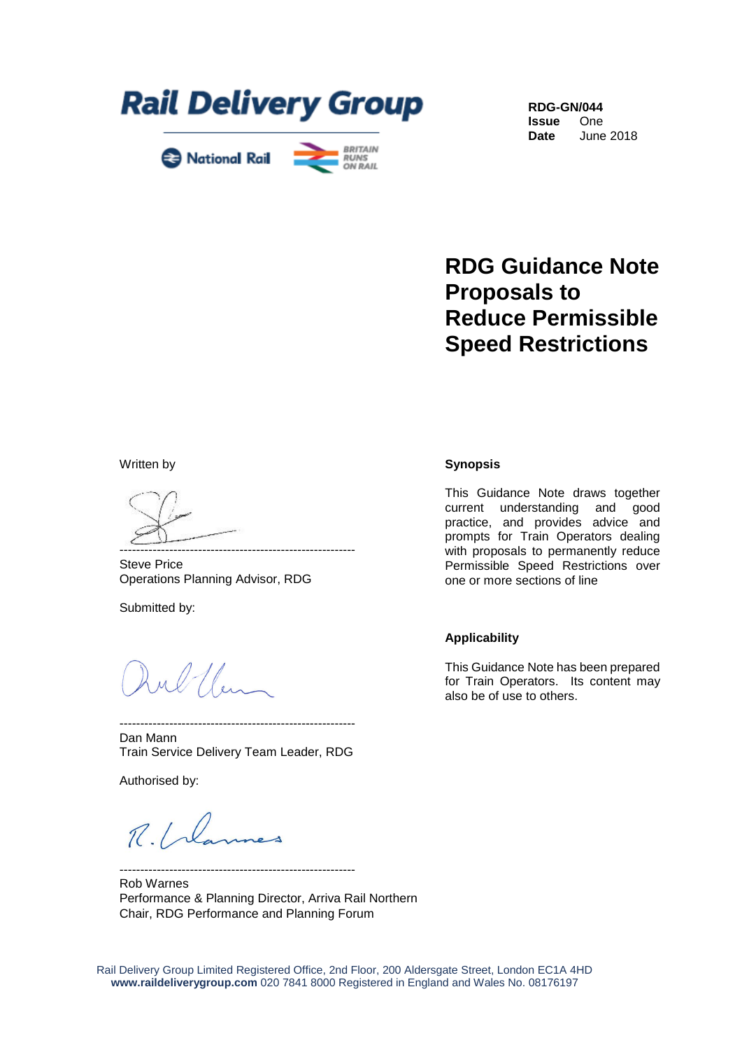Rail Delivery Group

National Rail

BRITAIN RUNS ON RAIL

**RDG-GN/044**
**Issue** One
**Date** June 2018

# RDG Guidance Note Proposals to Reduce Permissible Speed Restrictions

Written by

---------------------------------------------------------
Steve Price
Operations Planning Advisor, RDG

Submitted by:

---------------------------------------------------------
Dan Mann
Train Service Delivery Team Leader, RDG

Authorised by:

---------------------------------------------------------
Rob Warnes
Performance & Planning Director, Arriva Rail Northern
Chair, RDG Performance and Planning Forum

**Synopsis**

This Guidance Note draws together current understanding and good practice, and provides advice and prompts for Train Operators dealing with proposals to permanently reduce Permissible Speed Restrictions over one or more sections of line

**Applicability**

This Guidance Note has been prepared for Train Operators. Its content may also be of use to others.

Rail Delivery Group Limited Registered Office, 2nd Floor, 200 Aldersgate Street, London EC1A 4HD
**www.raildeliverygroup.com** 020 7841 8000 Registered in England and Wales No. 08176197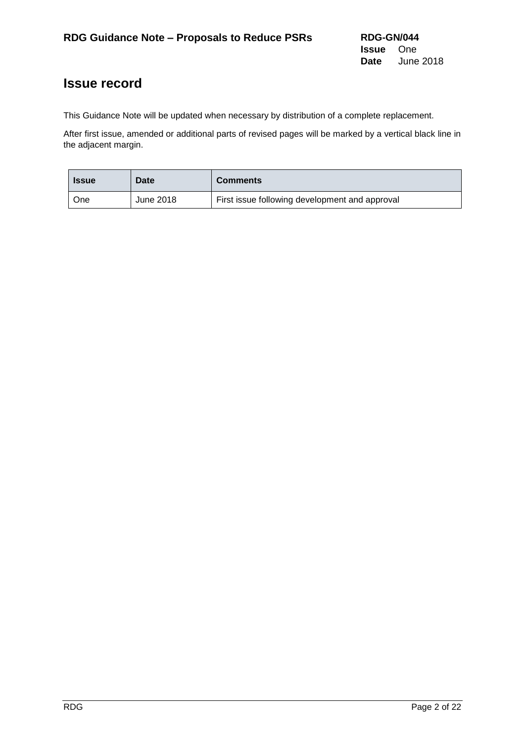# Issue record

This Guidance Note will be updated when necessary by distribution of a complete replacement.

After first issue, amended or additional parts of revised pages will be marked by a vertical black line in the adjacent margin.

| Issue | Date | Comments |
| --- | --- | --- |
| One | June 2018 | First issue following development and approval |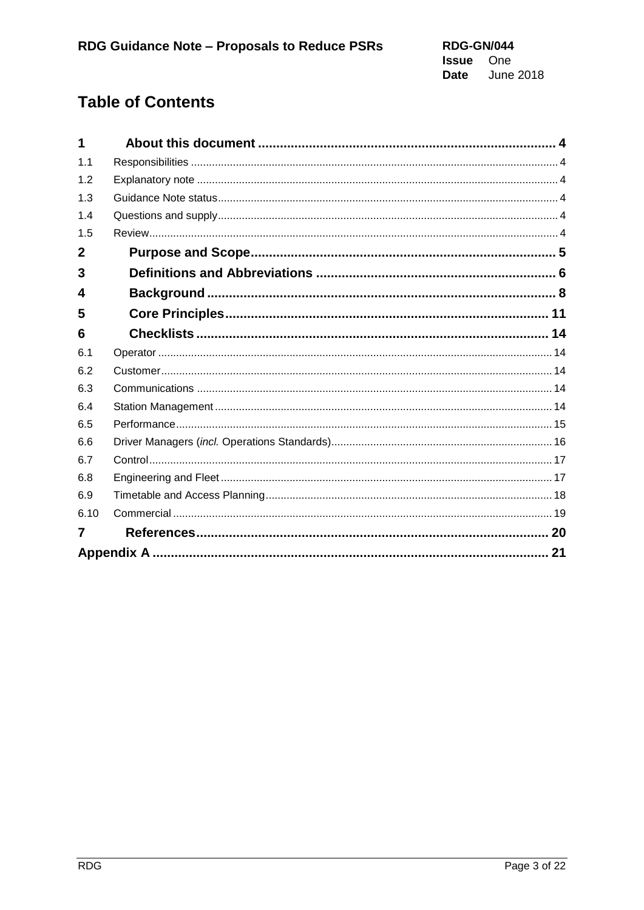# Table of Contents

| | | |
|---|---|---|
| **1** | **About this document** | **4** |
| 1.1 | Responsibilities | 4 |
| 1.2 | Explanatory note | 4 |
| 1.3 | Guidance Note status | 4 |
| 1.4 | Questions and supply | 4 |
| 1.5 | Review | 4 |
| **2** | **Purpose and Scope** | **5** |
| **3** | **Definitions and Abbreviations** | **6** |
| **4** | **Background** | **8** |
| **5** | **Core Principles** | **11** |
| **6** | **Checklists** | **14** |
| 6.1 | Operator | 14 |
| 6.2 | Customer | 14 |
| 6.3 | Communications | 14 |
| 6.4 | Station Management | 14 |
| 6.5 | Performance | 15 |
| 6.6 | Driver Managers (*incl.* Operations Standards) | 16 |
| 6.7 | Control | 17 |
| 6.8 | Engineering and Fleet | 17 |
| 6.9 | Timetable and Access Planning | 18 |
| 6.10 | Commercial | 19 |
| **7** | **References** | **20** |
| **Appendix A** | | **21** |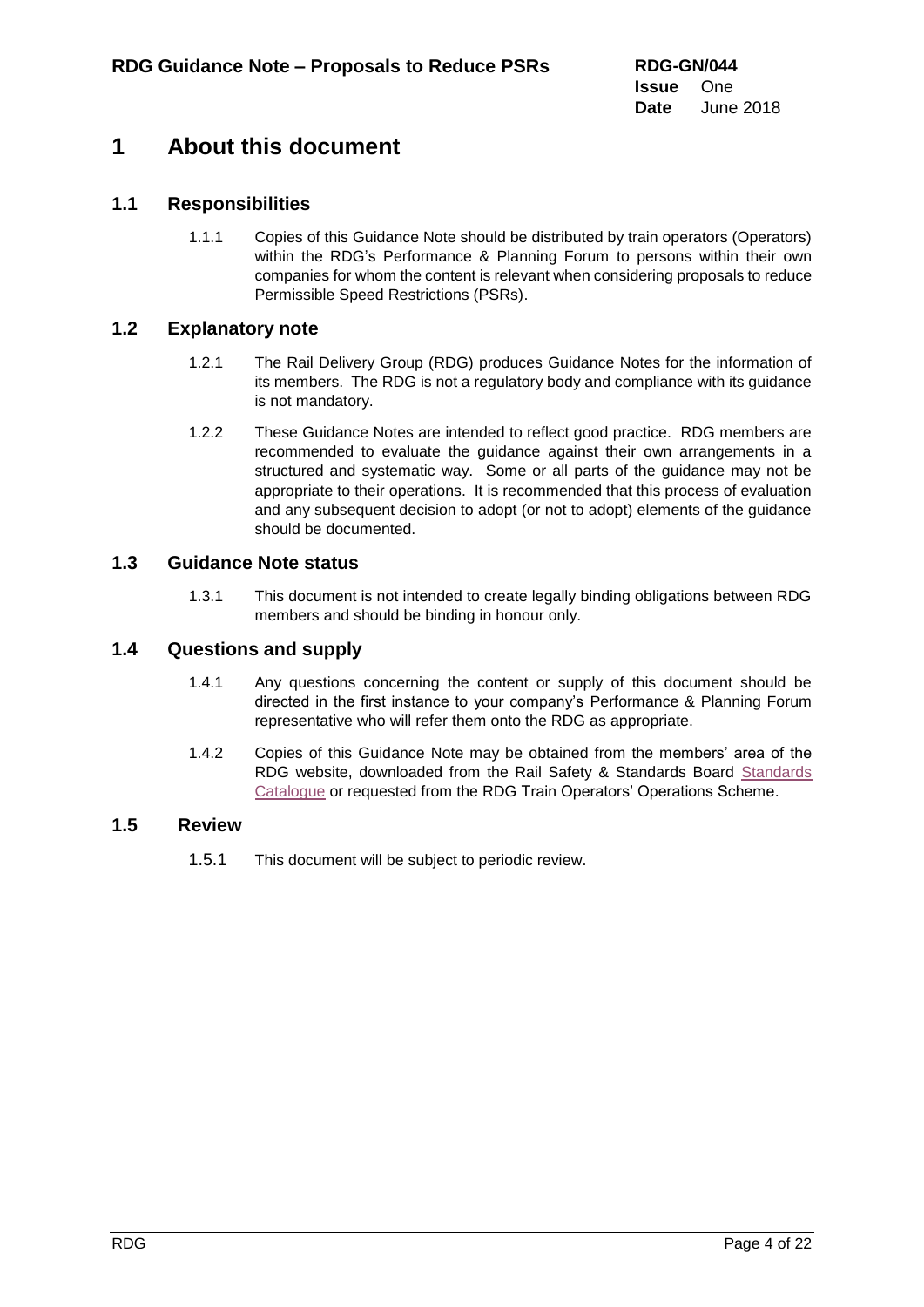# 1 About this document

## 1.1 Responsibilities

1.1.1 Copies of this Guidance Note should be distributed by train operators (Operators) within the RDG's Performance & Planning Forum to persons within their own companies for whom the content is relevant when considering proposals to reduce Permissible Speed Restrictions (PSRs).

## 1.2 Explanatory note

1.2.1 The Rail Delivery Group (RDG) produces Guidance Notes for the information of its members. The RDG is not a regulatory body and compliance with its guidance is not mandatory.

1.2.2 These Guidance Notes are intended to reflect good practice. RDG members are recommended to evaluate the guidance against their own arrangements in a structured and systematic way. Some or all parts of the guidance may not be appropriate to their operations. It is recommended that this process of evaluation and any subsequent decision to adopt (or not to adopt) elements of the guidance should be documented.

## 1.3 Guidance Note status

1.3.1 This document is not intended to create legally binding obligations between RDG members and should be binding in honour only.

## 1.4 Questions and supply

1.4.1 Any questions concerning the content or supply of this document should be directed in the first instance to your company's Performance & Planning Forum representative who will refer them onto the RDG as appropriate.

1.4.2 Copies of this Guidance Note may be obtained from the members' area of the RDG website, downloaded from the Rail Safety & Standards Board Standards Catalogue or requested from the RDG Train Operators' Operations Scheme.

## 1.5 Review

1.5.1 This document will be subject to periodic review.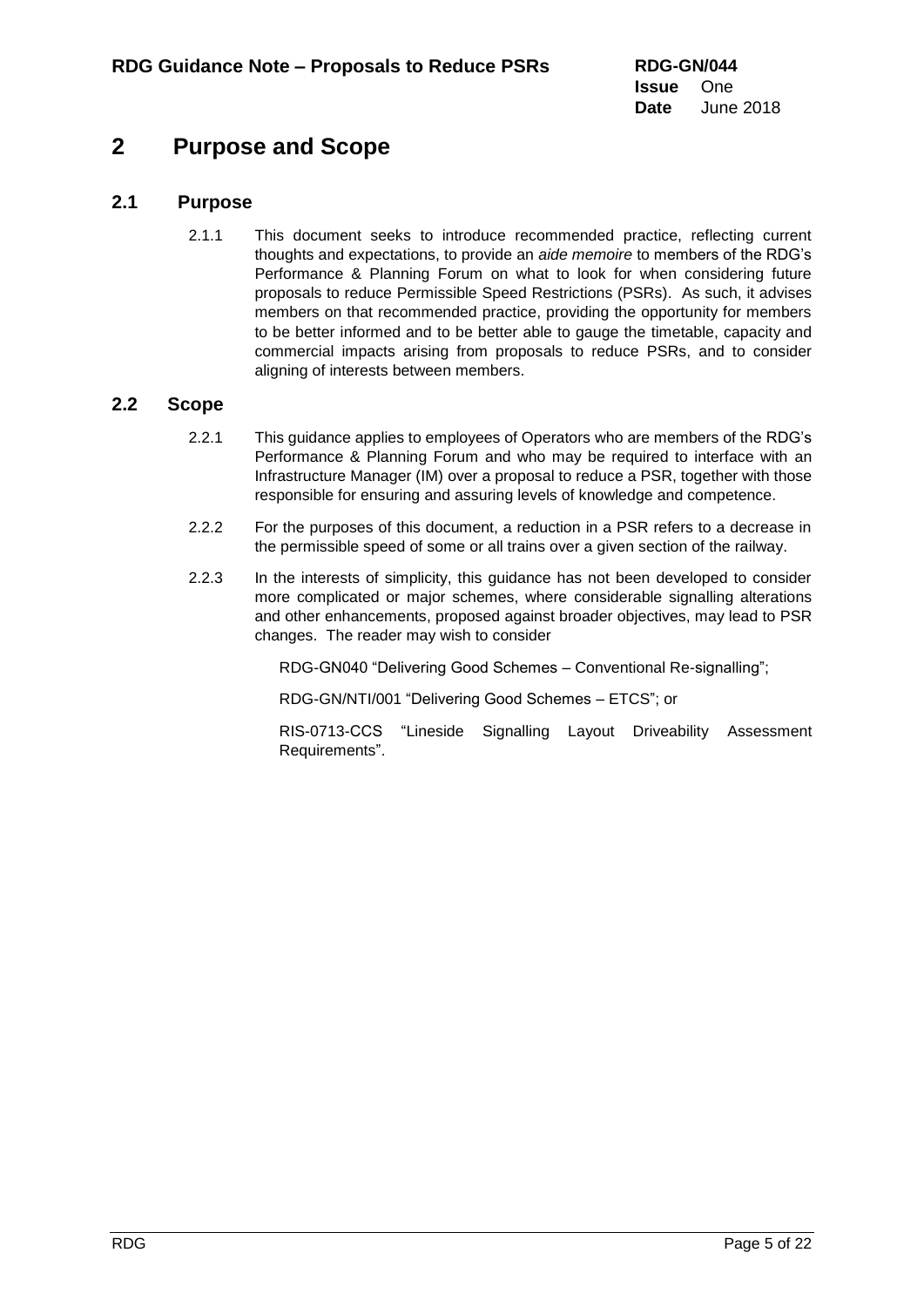# 2 Purpose and Scope

## 2.1 Purpose

2.1.1 This document seeks to introduce recommended practice, reflecting current thoughts and expectations, to provide an *aide memoire* to members of the RDG's Performance & Planning Forum on what to look for when considering future proposals to reduce Permissible Speed Restrictions (PSRs). As such, it advises members on that recommended practice, providing the opportunity for members to be better informed and to be better able to gauge the timetable, capacity and commercial impacts arising from proposals to reduce PSRs, and to consider aligning of interests between members.

## 2.2 Scope

2.2.1 This guidance applies to employees of Operators who are members of the RDG's Performance & Planning Forum and who may be required to interface with an Infrastructure Manager (IM) over a proposal to reduce a PSR, together with those responsible for ensuring and assuring levels of knowledge and competence.

2.2.2 For the purposes of this document, a reduction in a PSR refers to a decrease in the permissible speed of some or all trains over a given section of the railway.

2.2.3 In the interests of simplicity, this guidance has not been developed to consider more complicated or major schemes, where considerable signalling alterations and other enhancements, proposed against broader objectives, may lead to PSR changes. The reader may wish to consider

RDG-GN040 "Delivering Good Schemes – Conventional Re-signalling";

RDG-GN/NTI/001 "Delivering Good Schemes – ETCS"; or

RIS-0713-CCS "Lineside Signalling Layout Driveability Assessment Requirements".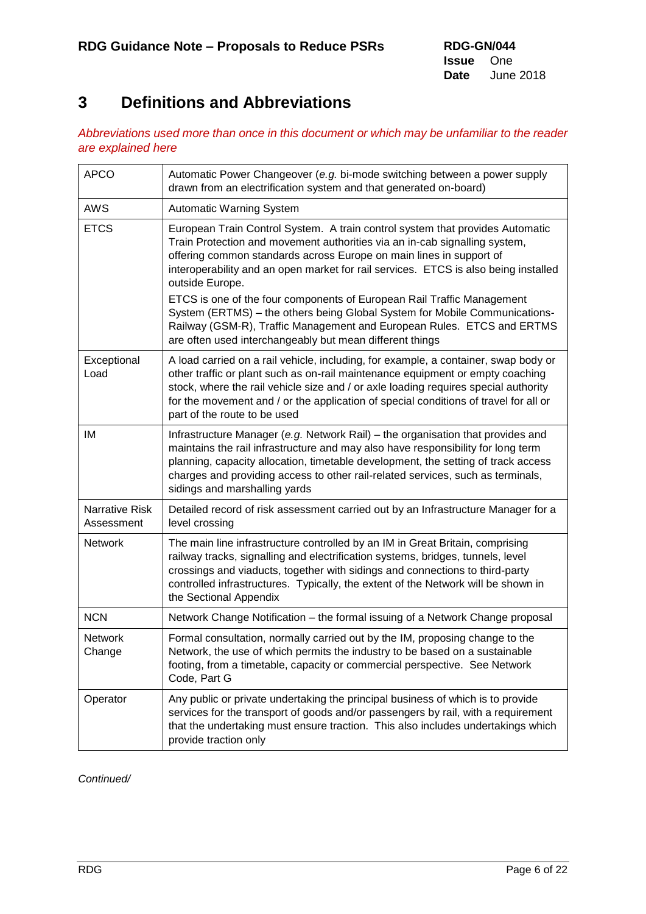# 3 Definitions and Abbreviations

*Abbreviations used more than once in this document or which may be unfamiliar to the reader are explained here*

| | |
|---|---|
| APCO | Automatic Power Changeover (*e.g.* bi-mode switching between a power supply drawn from an electrification system and that generated on-board) |
| AWS | Automatic Warning System |
| ETCS | European Train Control System. A train control system that provides Automatic Train Protection and movement authorities via an in-cab signalling system, offering common standards across Europe on main lines in support of interoperability and an open market for rail services. ETCS is also being installed outside Europe.<br><br>ETCS is one of the four components of European Rail Traffic Management System (ERTMS) – the others being Global System for Mobile Communications-Railway (GSM-R), Traffic Management and European Rules. ETCS and ERTMS are often used interchangeably but mean different things |
| Exceptional Load | A load carried on a rail vehicle, including, for example, a container, swap body or other traffic or plant such as on-rail maintenance equipment or empty coaching stock, where the rail vehicle size and / or axle loading requires special authority for the movement and / or the application of special conditions of travel for all or part of the route to be used |
| IM | Infrastructure Manager (*e.g.* Network Rail) – the organisation that provides and maintains the rail infrastructure and may also have responsibility for long term planning, capacity allocation, timetable development, the setting of track access charges and providing access to other rail-related services, such as terminals, sidings and marshalling yards |
| Narrative Risk Assessment | Detailed record of risk assessment carried out by an Infrastructure Manager for a level crossing |
| Network | The main line infrastructure controlled by an IM in Great Britain, comprising railway tracks, signalling and electrification systems, bridges, tunnels, level crossings and viaducts, together with sidings and connections to third-party controlled infrastructures. Typically, the extent of the Network will be shown in the Sectional Appendix |
| NCN | Network Change Notification – the formal issuing of a Network Change proposal |
| Network Change | Formal consultation, normally carried out by the IM, proposing change to the Network, the use of which permits the industry to be based on a sustainable footing, from a timetable, capacity or commercial perspective. See Network Code, Part G |
| Operator | Any public or private undertaking the principal business of which is to provide services for the transport of goods and/or passengers by rail, with a requirement that the undertaking must ensure traction. This also includes undertakings which provide traction only |

*Continued/*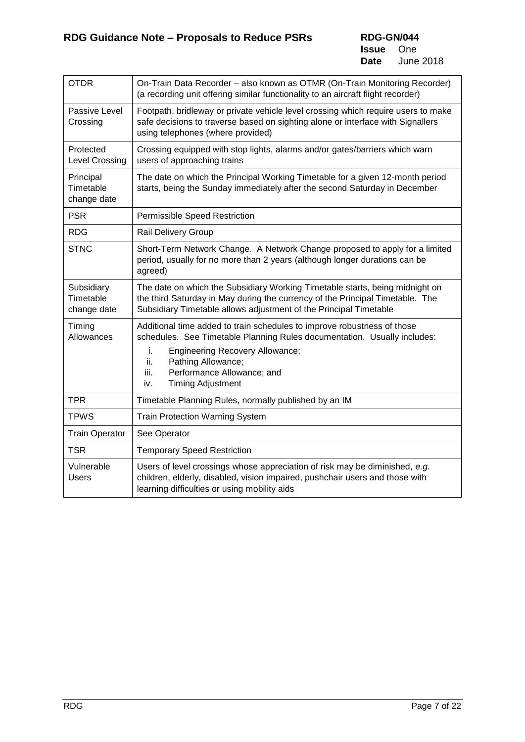| | |
|---|---|
| OTDR | On-Train Data Recorder – also known as OTMR (On-Train Monitoring Recorder) (a recording unit offering similar functionality to an aircraft flight recorder) |
| Passive Level Crossing | Footpath, bridleway or private vehicle level crossing which require users to make safe decisions to traverse based on sighting alone or interface with Signallers using telephones (where provided) |
| Protected Level Crossing | Crossing equipped with stop lights, alarms and/or gates/barriers which warn users of approaching trains |
| Principal Timetable change date | The date on which the Principal Working Timetable for a given 12-month period starts, being the Sunday immediately after the second Saturday in December |
| PSR | Permissible Speed Restriction |
| RDG | Rail Delivery Group |
| STNC | Short-Term Network Change. A Network Change proposed to apply for a limited period, usually for no more than 2 years (although longer durations can be agreed) |
| Subsidiary Timetable change date | The date on which the Subsidiary Working Timetable starts, being midnight on the third Saturday in May during the currency of the Principal Timetable. The Subsidiary Timetable allows adjustment of the Principal Timetable |
| Timing Allowances | Additional time added to train schedules to improve robustness of those schedules. See Timetable Planning Rules documentation. Usually includes: i. Engineering Recovery Allowance; ii. Pathing Allowance; iii. Performance Allowance; and iv. Timing Adjustment |
| TPR | Timetable Planning Rules, normally published by an IM |
| TPWS | Train Protection Warning System |
| Train Operator | See Operator |
| TSR | Temporary Speed Restriction |
| Vulnerable Users | Users of level crossings whose appreciation of risk may be diminished, *e.g.* children, elderly, disabled, vision impaired, pushchair users and those with learning difficulties or using mobility aids |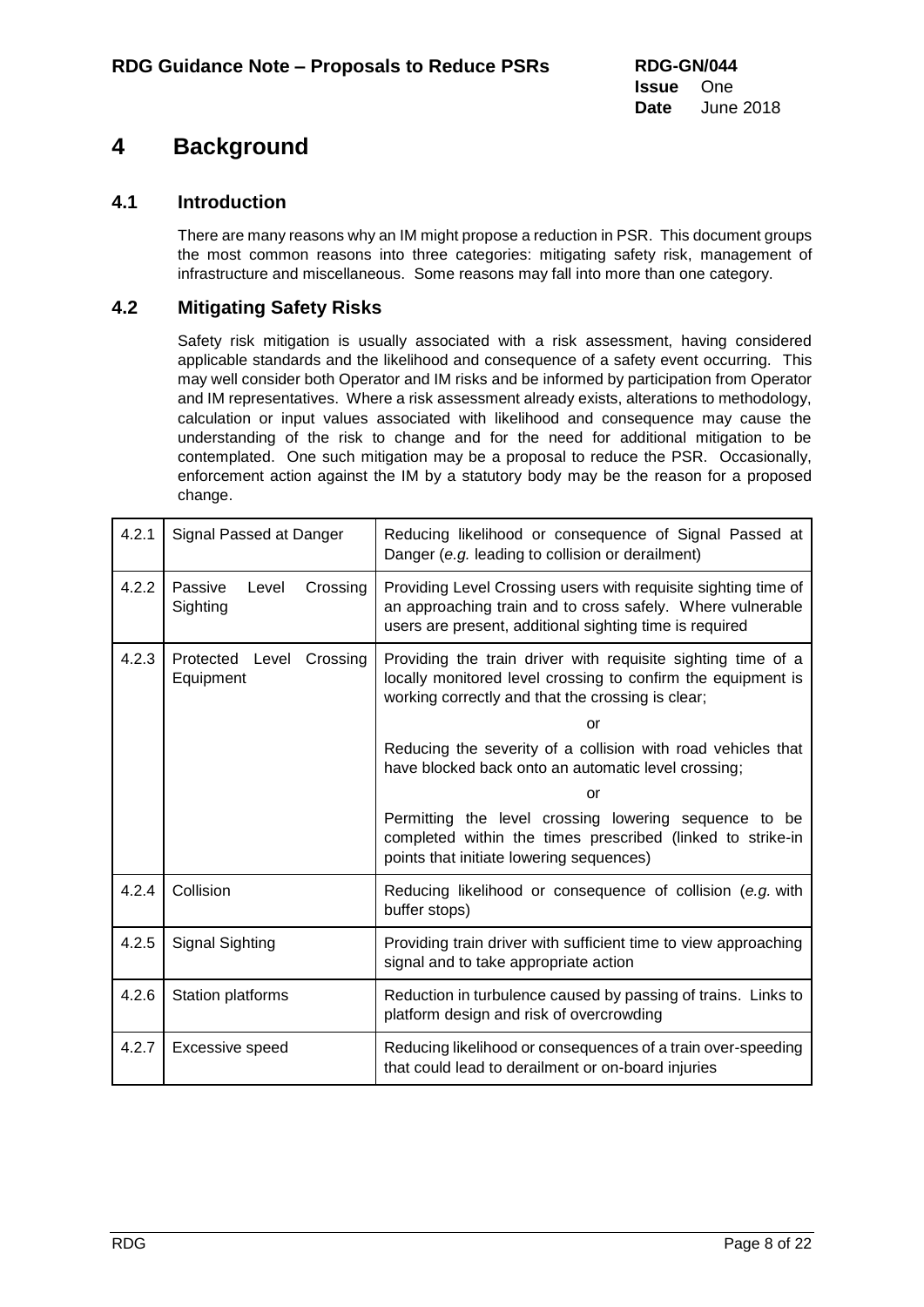# 4 Background

## 4.1 Introduction

There are many reasons why an IM might propose a reduction in PSR. This document groups the most common reasons into three categories: mitigating safety risk, management of infrastructure and miscellaneous. Some reasons may fall into more than one category.

## 4.2 Mitigating Safety Risks

Safety risk mitigation is usually associated with a risk assessment, having considered applicable standards and the likelihood and consequence of a safety event occurring. This may well consider both Operator and IM risks and be informed by participation from Operator and IM representatives. Where a risk assessment already exists, alterations to methodology, calculation or input values associated with likelihood and consequence may cause the understanding of the risk to change and for the need for additional mitigation to be contemplated. One such mitigation may be a proposal to reduce the PSR. Occasionally, enforcement action against the IM by a statutory body may be the reason for a proposed change.

| | | |
|---|---|---|
| 4.2.1 | Signal Passed at Danger | Reducing likelihood or consequence of Signal Passed at Danger (*e.g.* leading to collision or derailment) |
| 4.2.2 | Passive Level Crossing Sighting | Providing Level Crossing users with requisite sighting time of an approaching train and to cross safely. Where vulnerable users are present, additional sighting time is required |
| 4.2.3 | Protected Level Crossing Equipment | Providing the train driver with requisite sighting time of a locally monitored level crossing to confirm the equipment is working correctly and that the crossing is clear;<br>or<br>Reducing the severity of a collision with road vehicles that have blocked back onto an automatic level crossing;<br>or<br>Permitting the level crossing lowering sequence to be completed within the times prescribed (linked to strike-in points that initiate lowering sequences) |
| 4.2.4 | Collision | Reducing likelihood or consequence of collision (*e.g.* with buffer stops) |
| 4.2.5 | Signal Sighting | Providing train driver with sufficient time to view approaching signal and to take appropriate action |
| 4.2.6 | Station platforms | Reduction in turbulence caused by passing of trains. Links to platform design and risk of overcrowding |
| 4.2.7 | Excessive speed | Reducing likelihood or consequences of a train over-speeding that could lead to derailment or on-board injuries |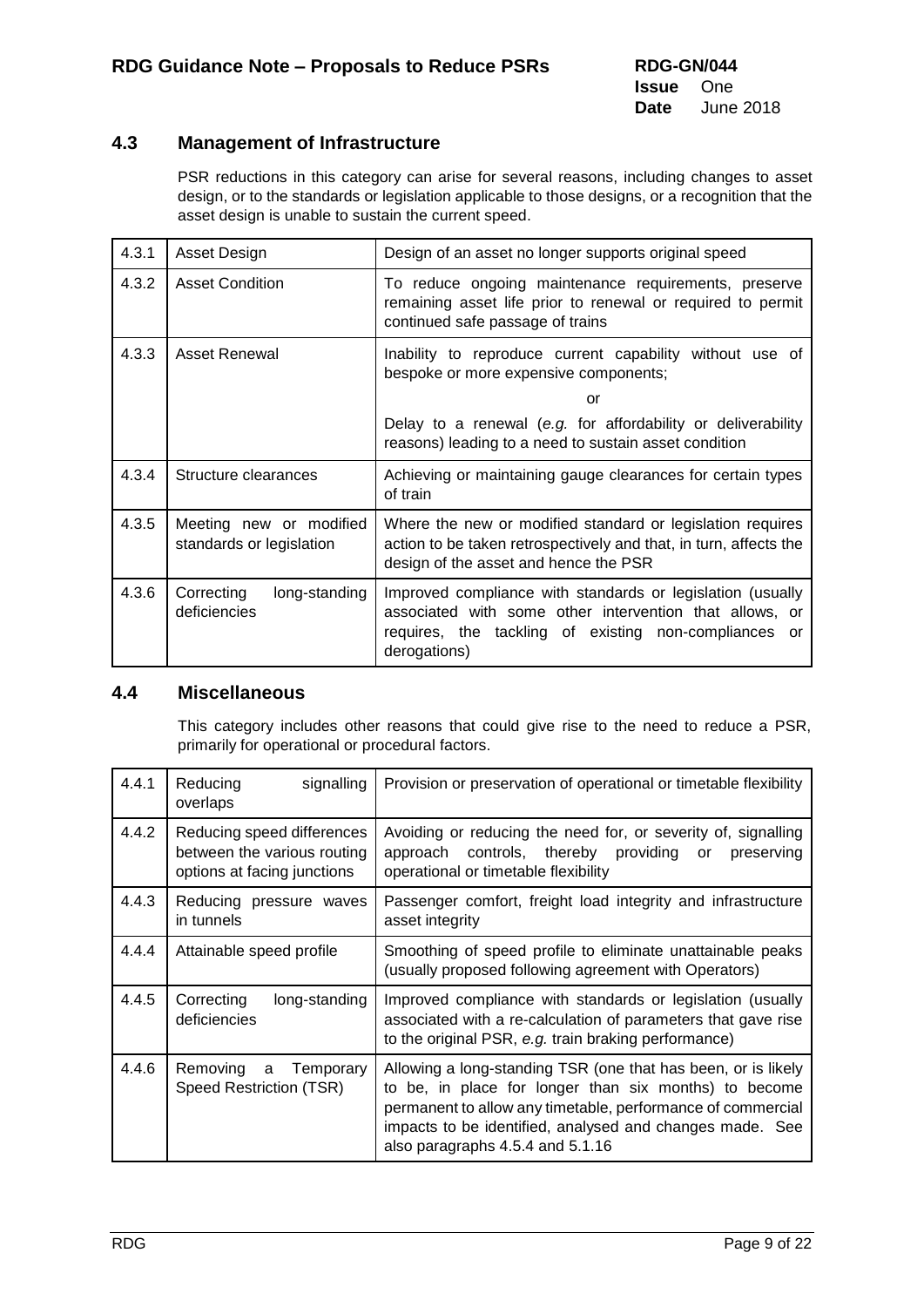## 4.3 Management of Infrastructure

PSR reductions in this category can arise for several reasons, including changes to asset design, or to the standards or legislation applicable to those designs, or a recognition that the asset design is unable to sustain the current speed.

| | | |
|---|---|---|
| 4.3.1 | Asset Design | Design of an asset no longer supports original speed |
| 4.3.2 | Asset Condition | To reduce ongoing maintenance requirements, preserve remaining asset life prior to renewal or required to permit continued safe passage of trains |
| 4.3.3 | Asset Renewal | Inability to reproduce current capability without use of bespoke or more expensive components; <br> or <br> Delay to a renewal (*e.g.* for affordability or deliverability reasons) leading to a need to sustain asset condition |
| 4.3.4 | Structure clearances | Achieving or maintaining gauge clearances for certain types of train |
| 4.3.5 | Meeting new or modified standards or legislation | Where the new or modified standard or legislation requires action to be taken retrospectively and that, in turn, affects the design of the asset and hence the PSR |
| 4.3.6 | Correcting long-standing deficiencies | Improved compliance with standards or legislation (usually associated with some other intervention that allows, or requires, the tackling of existing non-compliances or derogations) |

## 4.4 Miscellaneous

This category includes other reasons that could give rise to the need to reduce a PSR, primarily for operational or procedural factors.

| | | |
|---|---|---|
| 4.4.1 | Reducing signalling overlaps | Provision or preservation of operational or timetable flexibility |
| 4.4.2 | Reducing speed differences between the various routing options at facing junctions | Avoiding or reducing the need for, or severity of, signalling approach controls, thereby providing or preserving operational or timetable flexibility |
| 4.4.3 | Reducing pressure waves in tunnels | Passenger comfort, freight load integrity and infrastructure asset integrity |
| 4.4.4 | Attainable speed profile | Smoothing of speed profile to eliminate unattainable peaks (usually proposed following agreement with Operators) |
| 4.4.5 | Correcting long-standing deficiencies | Improved compliance with standards or legislation (usually associated with a re-calculation of parameters that gave rise to the original PSR, *e.g.* train braking performance) |
| 4.4.6 | Removing a Temporary Speed Restriction (TSR) | Allowing a long-standing TSR (one that has been, or is likely to be, in place for longer than six months) to become permanent to allow any timetable, performance of commercial impacts to be identified, analysed and changes made. See also paragraphs 4.5.4 and 5.1.16 |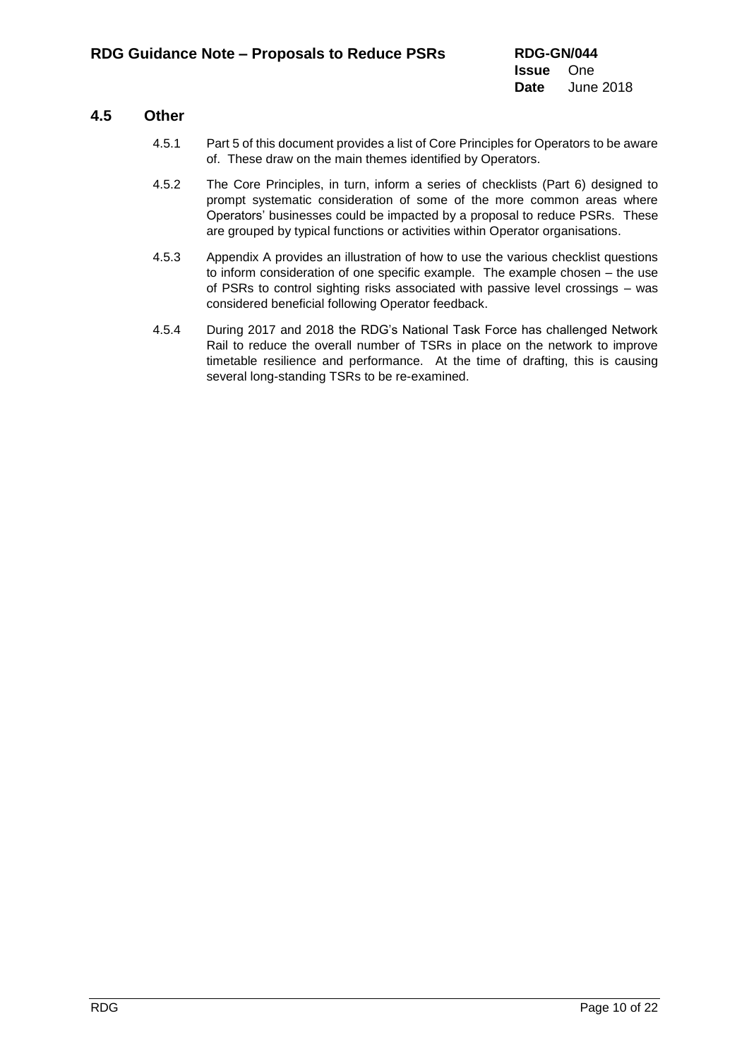## 4.5 Other

4.5.1 Part 5 of this document provides a list of Core Principles for Operators to be aware of. These draw on the main themes identified by Operators.

4.5.2 The Core Principles, in turn, inform a series of checklists (Part 6) designed to prompt systematic consideration of some of the more common areas where Operators' businesses could be impacted by a proposal to reduce PSRs. These are grouped by typical functions or activities within Operator organisations.

4.5.3 Appendix A provides an illustration of how to use the various checklist questions to inform consideration of one specific example. The example chosen – the use of PSRs to control sighting risks associated with passive level crossings – was considered beneficial following Operator feedback.

4.5.4 During 2017 and 2018 the RDG's National Task Force has challenged Network Rail to reduce the overall number of TSRs in place on the network to improve timetable resilience and performance. At the time of drafting, this is causing several long-standing TSRs to be re-examined.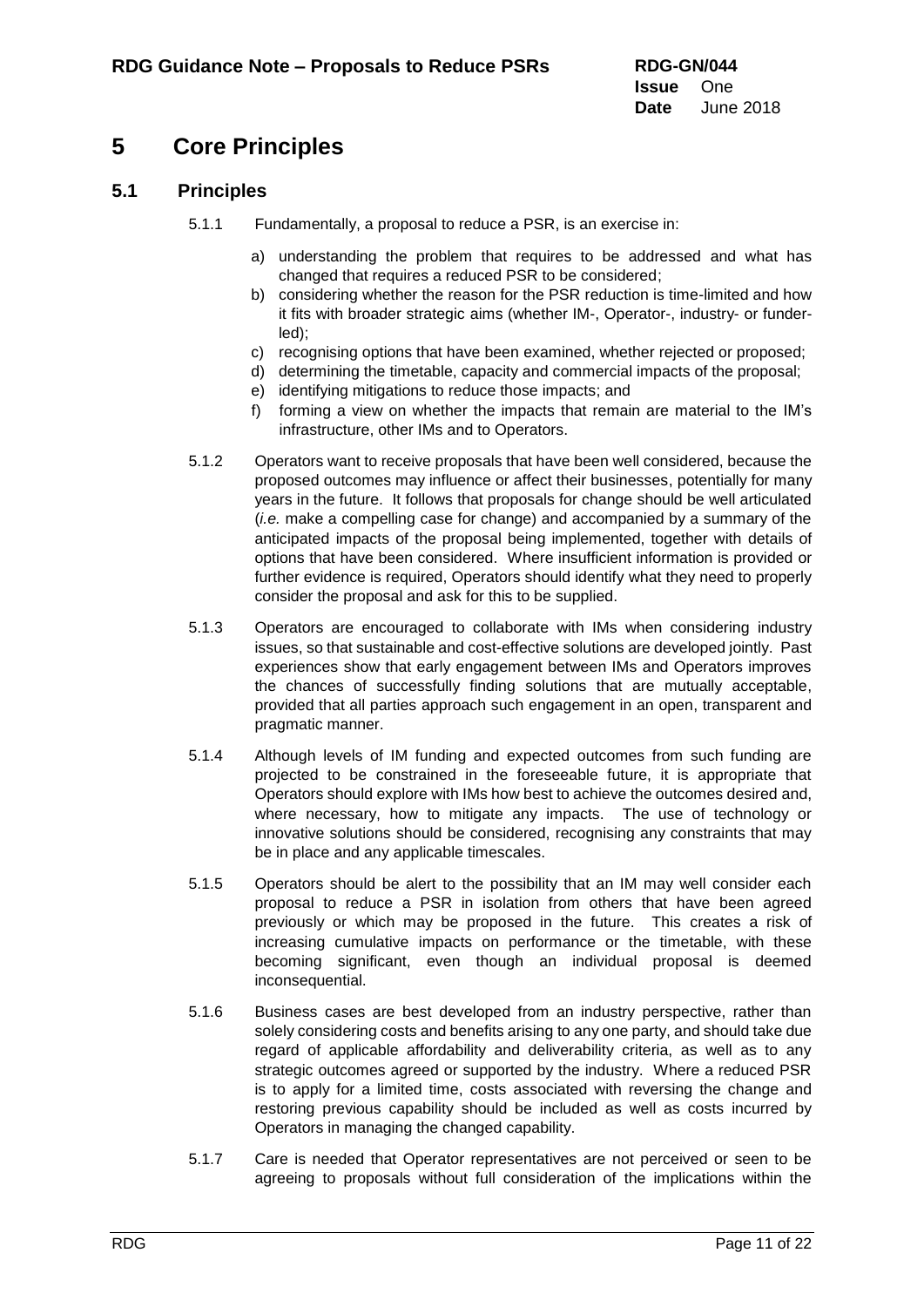# 5 Core Principles

## 5.1 Principles

5.1.1 Fundamentally, a proposal to reduce a PSR, is an exercise in:

a) understanding the problem that requires to be addressed and what has changed that requires a reduced PSR to be considered;
b) considering whether the reason for the PSR reduction is time-limited and how it fits with broader strategic aims (whether IM-, Operator-, industry- or funder-led);
c) recognising options that have been examined, whether rejected or proposed;
d) determining the timetable, capacity and commercial impacts of the proposal;
e) identifying mitigations to reduce those impacts; and
f) forming a view on whether the impacts that remain are material to the IM's infrastructure, other IMs and to Operators.

5.1.2 Operators want to receive proposals that have been well considered, because the proposed outcomes may influence or affect their businesses, potentially for many years in the future. It follows that proposals for change should be well articulated (*i.e.* make a compelling case for change) and accompanied by a summary of the anticipated impacts of the proposal being implemented, together with details of options that have been considered. Where insufficient information is provided or further evidence is required, Operators should identify what they need to properly consider the proposal and ask for this to be supplied.

5.1.3 Operators are encouraged to collaborate with IMs when considering industry issues, so that sustainable and cost-effective solutions are developed jointly. Past experiences show that early engagement between IMs and Operators improves the chances of successfully finding solutions that are mutually acceptable, provided that all parties approach such engagement in an open, transparent and pragmatic manner.

5.1.4 Although levels of IM funding and expected outcomes from such funding are projected to be constrained in the foreseeable future, it is appropriate that Operators should explore with IMs how best to achieve the outcomes desired and, where necessary, how to mitigate any impacts. The use of technology or innovative solutions should be considered, recognising any constraints that may be in place and any applicable timescales.

5.1.5 Operators should be alert to the possibility that an IM may well consider each proposal to reduce a PSR in isolation from others that have been agreed previously or which may be proposed in the future. This creates a risk of increasing cumulative impacts on performance or the timetable, with these becoming significant, even though an individual proposal is deemed inconsequential.

5.1.6 Business cases are best developed from an industry perspective, rather than solely considering costs and benefits arising to any one party, and should take due regard of applicable affordability and deliverability criteria, as well as to any strategic outcomes agreed or supported by the industry. Where a reduced PSR is to apply for a limited time, costs associated with reversing the change and restoring previous capability should be included as well as costs incurred by Operators in managing the changed capability.

5.1.7 Care is needed that Operator representatives are not perceived or seen to be agreeing to proposals without full consideration of the implications within the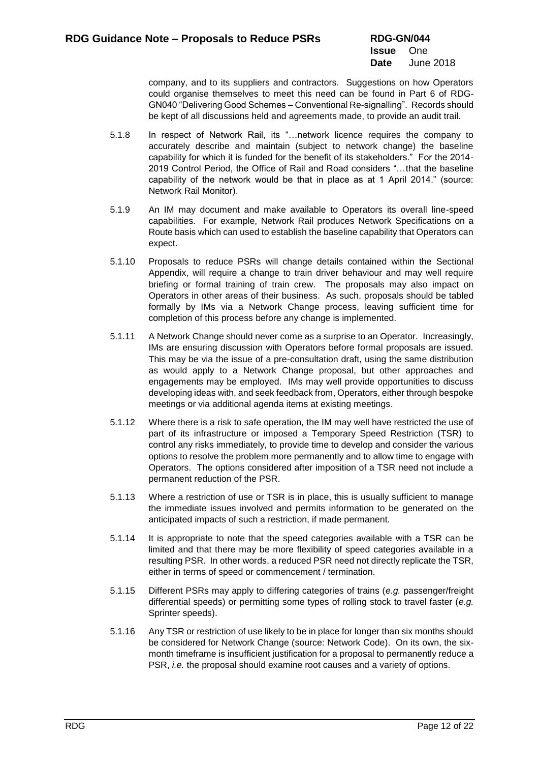company, and to its suppliers and contractors. Suggestions on how Operators could organise themselves to meet this need can be found in Part 6 of RDG-GN040 "Delivering Good Schemes – Conventional Re-signalling". Records should be kept of all discussions held and agreements made, to provide an audit trail.

5.1.8 In respect of Network Rail, its "…network licence requires the company to accurately describe and maintain (subject to network change) the baseline capability for which it is funded for the benefit of its stakeholders." For the 2014-2019 Control Period, the Office of Rail and Road considers "…that the baseline capability of the network would be that in place as at 1 April 2014." (source: Network Rail Monitor).

5.1.9 An IM may document and make available to Operators its overall line-speed capabilities. For example, Network Rail produces Network Specifications on a Route basis which can used to establish the baseline capability that Operators can expect.

5.1.10 Proposals to reduce PSRs will change details contained within the Sectional Appendix, will require a change to train driver behaviour and may well require briefing or formal training of train crew. The proposals may also impact on Operators in other areas of their business. As such, proposals should be tabled formally by IMs via a Network Change process, leaving sufficient time for completion of this process before any change is implemented.

5.1.11 A Network Change should never come as a surprise to an Operator. Increasingly, IMs are ensuring discussion with Operators before formal proposals are issued. This may be via the issue of a pre-consultation draft, using the same distribution as would apply to a Network Change proposal, but other approaches and engagements may be employed. IMs may well provide opportunities to discuss developing ideas with, and seek feedback from, Operators, either through bespoke meetings or via additional agenda items at existing meetings.

5.1.12 Where there is a risk to safe operation, the IM may well have restricted the use of part of its infrastructure or imposed a Temporary Speed Restriction (TSR) to control any risks immediately, to provide time to develop and consider the various options to resolve the problem more permanently and to allow time to engage with Operators. The options considered after imposition of a TSR need not include a permanent reduction of the PSR.

5.1.13 Where a restriction of use or TSR is in place, this is usually sufficient to manage the immediate issues involved and permits information to be generated on the anticipated impacts of such a restriction, if made permanent.

5.1.14 It is appropriate to note that the speed categories available with a TSR can be limited and that there may be more flexibility of speed categories available in a resulting PSR. In other words, a reduced PSR need not directly replicate the TSR, either in terms of speed or commencement / termination.

5.1.15 Different PSRs may apply to differing categories of trains (*e.g.* passenger/freight differential speeds) or permitting some types of rolling stock to travel faster (*e.g.* Sprinter speeds).

5.1.16 Any TSR or restriction of use likely to be in place for longer than six months should be considered for Network Change (source: Network Code). On its own, the six-month timeframe is insufficient justification for a proposal to permanently reduce a PSR, *i.e.* the proposal should examine root causes and a variety of options.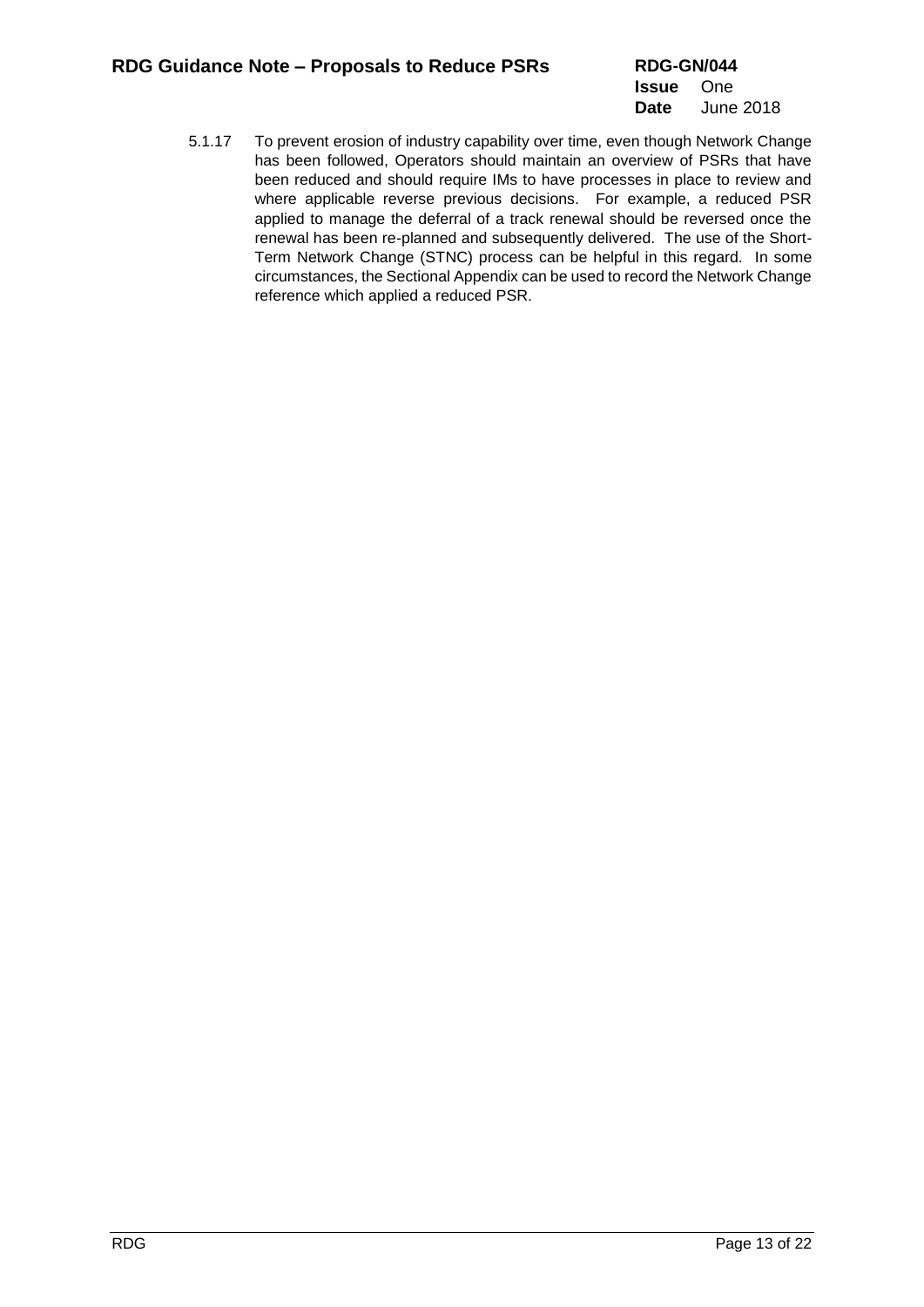5.1.17 To prevent erosion of industry capability over time, even though Network Change has been followed, Operators should maintain an overview of PSRs that have been reduced and should require IMs to have processes in place to review and where applicable reverse previous decisions. For example, a reduced PSR applied to manage the deferral of a track renewal should be reversed once the renewal has been re-planned and subsequently delivered. The use of the Short-Term Network Change (STNC) process can be helpful in this regard. In some circumstances, the Sectional Appendix can be used to record the Network Change reference which applied a reduced PSR.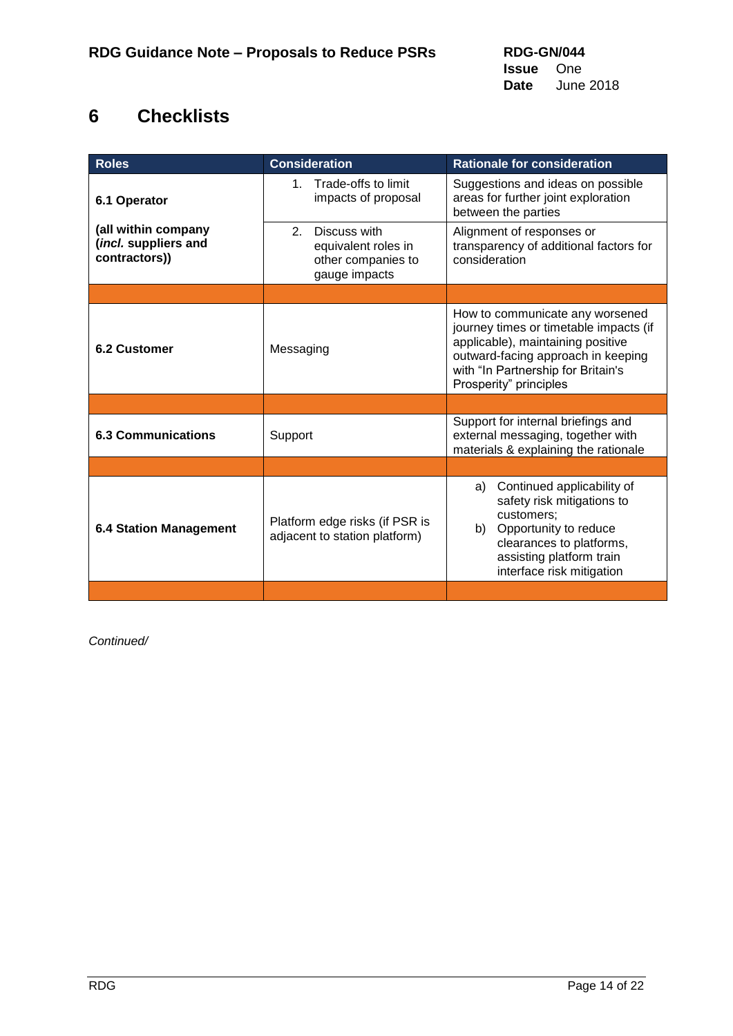# 6 Checklists

| Roles | Consideration | Rationale for consideration |
|---|---|---|
| **6.1 Operator** **(all within company (*incl.* suppliers and contractors))** | 1. Trade-offs to limit impacts of proposal | Suggestions and ideas on possible areas for further joint exploration between the parties |
| | 2. Discuss with equivalent roles in other companies to gauge impacts | Alignment of responses or transparency of additional factors for consideration |
| | | |
| **6.2 Customer** | Messaging | How to communicate any worsened journey times or timetable impacts (if applicable), maintaining positive outward-facing approach in keeping with "In Partnership for Britain's Prosperity" principles |
| | | |
| **6.3 Communications** | Support | Support for internal briefings and external messaging, together with materials & explaining the rationale |
| | | |
| **6.4 Station Management** | Platform edge risks (if PSR is adjacent to station platform) | a) Continued applicability of safety risk mitigations to customers; b) Opportunity to reduce clearances to platforms, assisting platform train interface risk mitigation |
| | | |

*Continued/*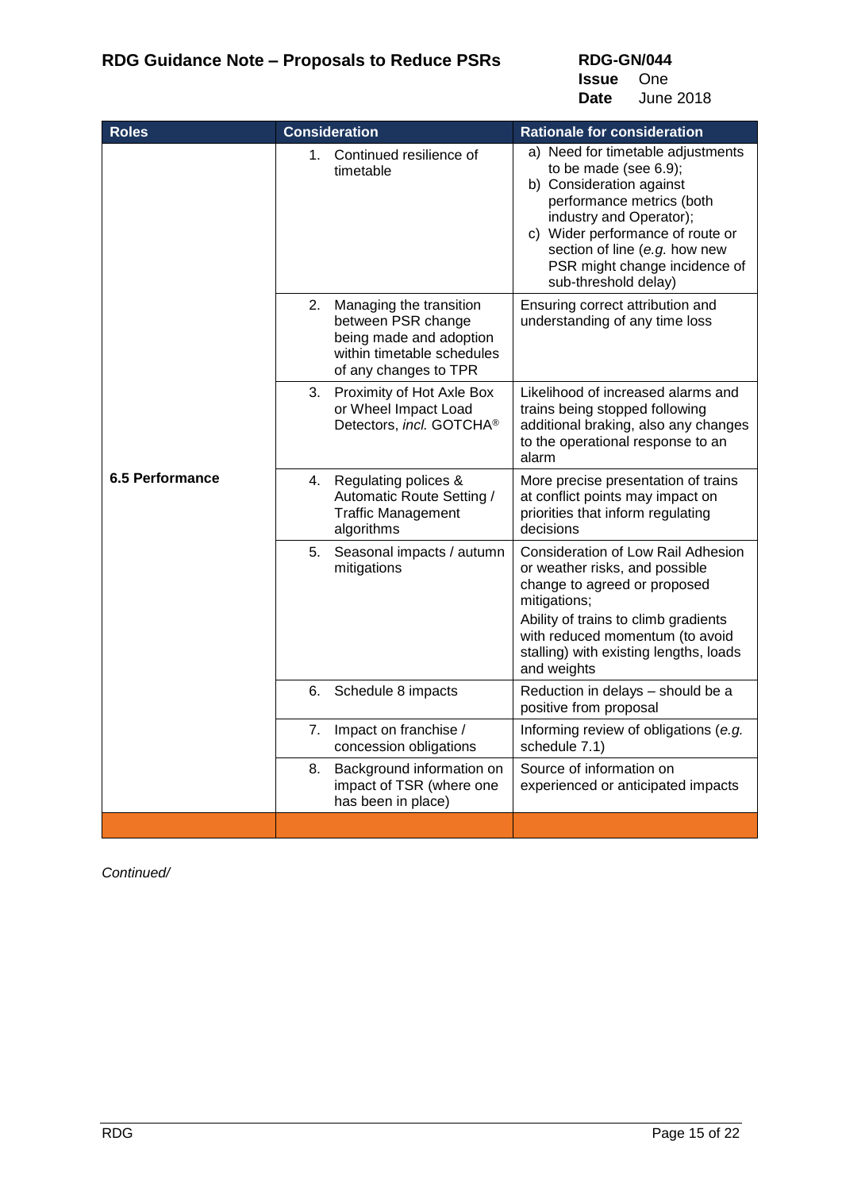| Roles | Consideration | Rationale for consideration |
|---|---|---|
| 6.5 Performance | 1. Continued resilience of timetable | a) Need for timetable adjustments to be made (see 6.9);<br>b) Consideration against performance metrics (both industry and Operator);<br>c) Wider performance of route or section of line (*e.g.* how new PSR might change incidence of sub-threshold delay) |
| | 2. Managing the transition between PSR change being made and adoption within timetable schedules of any changes to TPR | Ensuring correct attribution and understanding of any time loss |
| | 3. Proximity of Hot Axle Box or Wheel Impact Load Detectors, *incl.* GOTCHA® | Likelihood of increased alarms and trains being stopped following additional braking, also any changes to the operational response to an alarm |
| | 4. Regulating polices & Automatic Route Setting / Traffic Management algorithms | More precise presentation of trains at conflict points may impact on priorities that inform regulating decisions |
| | 5. Seasonal impacts / autumn mitigations | Consideration of Low Rail Adhesion or weather risks, and possible change to agreed or proposed mitigations;<br>Ability of trains to climb gradients with reduced momentum (to avoid stalling) with existing lengths, loads and weights |
| | 6. Schedule 8 impacts | Reduction in delays – should be a positive from proposal |
| | 7. Impact on franchise / concession obligations | Informing review of obligations (*e.g.* schedule 7.1) |
| | 8. Background information on impact of TSR (where one has been in place) | Source of information on experienced or anticipated impacts |
| | | |

*Continued/*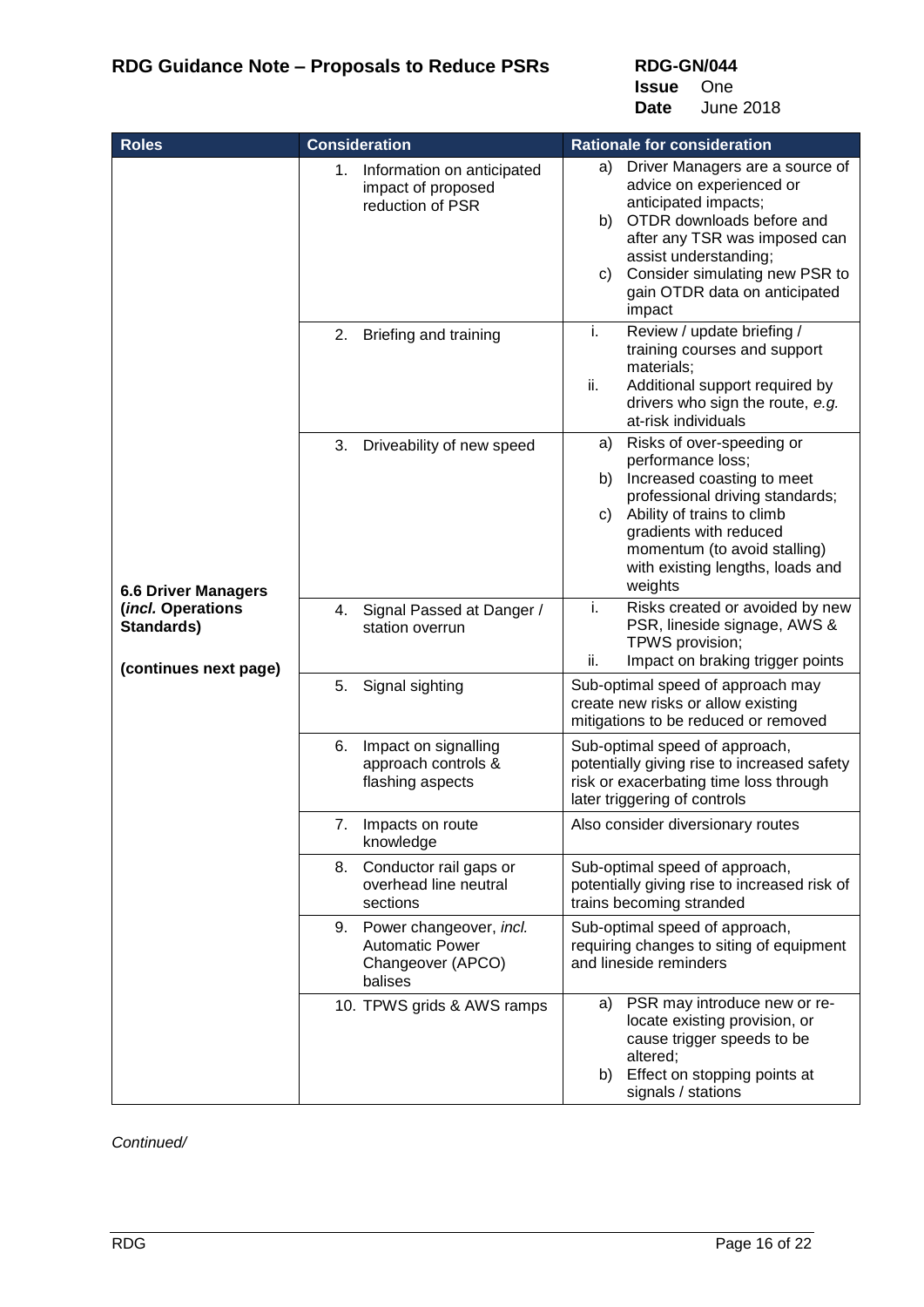| Roles | Consideration | Rationale for consideration |
|---|---|---|
| **6.6 Driver Managers (*incl.* Operations Standards)**<br><br>**(continues next page)** | 1. Information on anticipated impact of proposed reduction of PSR | a) Driver Managers are a source of advice on experienced or anticipated impacts;<br>b) OTDR downloads before and after any TSR was imposed can assist understanding;<br>c) Consider simulating new PSR to gain OTDR data on anticipated impact |
| | 2. Briefing and training | i. Review / update briefing / training courses and support materials;<br>ii. Additional support required by drivers who sign the route, *e.g.* at-risk individuals |
| | 3. Driveability of new speed | a) Risks of over-speeding or performance loss;<br>b) Increased coasting to meet professional driving standards;<br>c) Ability of trains to climb gradients with reduced momentum (to avoid stalling) with existing lengths, loads and weights |
| | 4. Signal Passed at Danger / station overrun | i. Risks created or avoided by new PSR, lineside signage, AWS & TPWS provision;<br>ii. Impact on braking trigger points |
| | 5. Signal sighting | Sub-optimal speed of approach may create new risks or allow existing mitigations to be reduced or removed |
| | 6. Impact on signalling approach controls & flashing aspects | Sub-optimal speed of approach, potentially giving rise to increased safety risk or exacerbating time loss through later triggering of controls |
| | 7. Impacts on route knowledge | Also consider diversionary routes |
| | 8. Conductor rail gaps or overhead line neutral sections | Sub-optimal speed of approach, potentially giving rise to increased risk of trains becoming stranded |
| | 9. Power changeover, *incl.* Automatic Power Changeover (APCO) balises | Sub-optimal speed of approach, requiring changes to siting of equipment and lineside reminders |
| | 10. TPWS grids & AWS ramps | a) PSR may introduce new or re-locate existing provision, or cause trigger speeds to be altered;<br>b) Effect on stopping points at signals / stations |

*Continued/*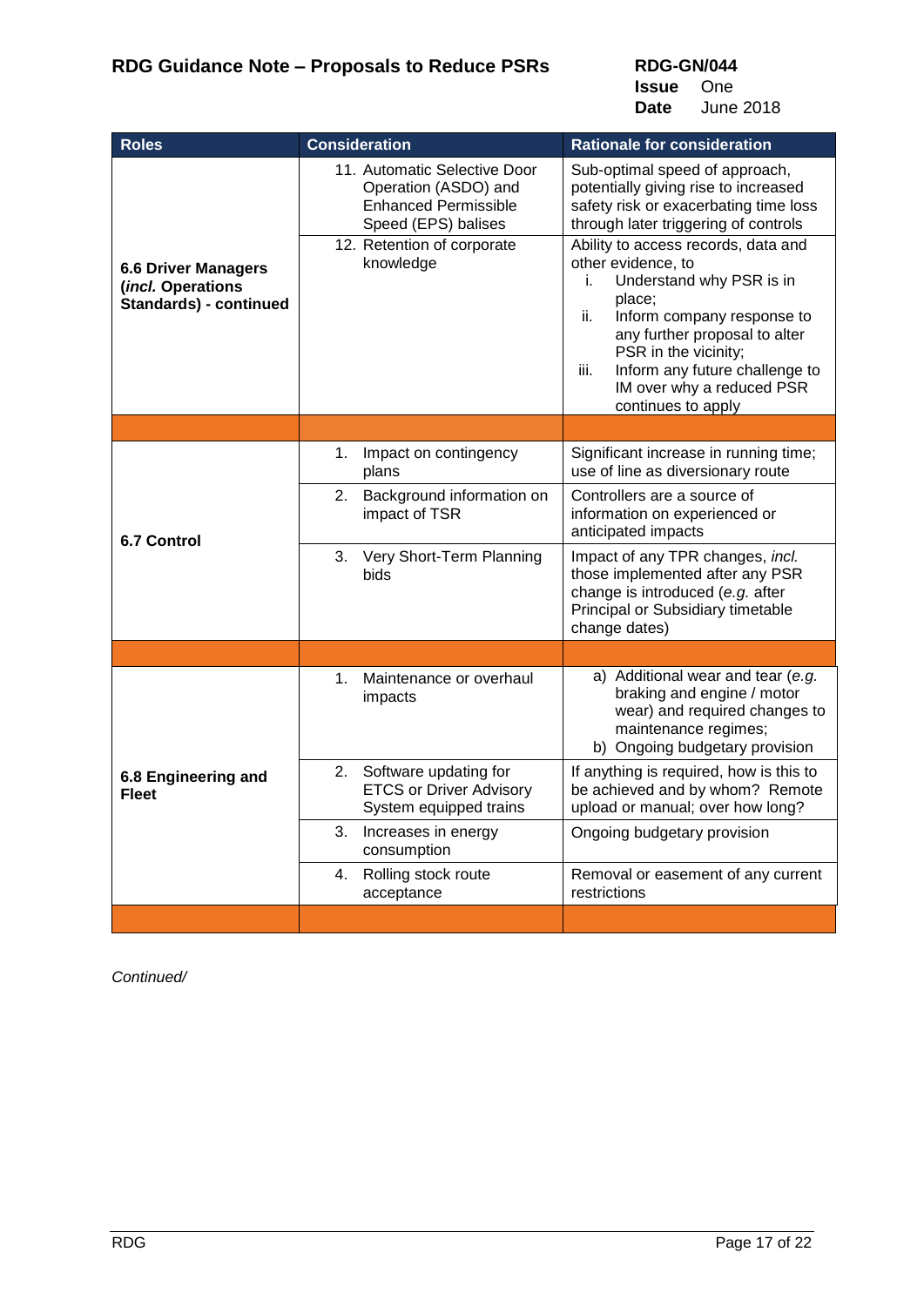| Roles | Consideration | Rationale for consideration |
|---|---|---|
| **6.6 Driver Managers (*incl.* Operations Standards) - continued** | 11. Automatic Selective Door Operation (ASDO) and Enhanced Permissible Speed (EPS) balises | Sub-optimal speed of approach, potentially giving rise to increased safety risk or exacerbating time loss through later triggering of controls |
| | 12. Retention of corporate knowledge | Ability to access records, data and other evidence, to<br>i. Understand why PSR is in place;<br>ii. Inform company response to any further proposal to alter PSR in the vicinity;<br>iii. Inform any future challenge to IM over why a reduced PSR continues to apply |
| | | |
| **6.7 Control** | 1. Impact on contingency plans | Significant increase in running time; use of line as diversionary route |
| | 2. Background information on impact of TSR | Controllers are a source of information on experienced or anticipated impacts |
| | 3. Very Short-Term Planning bids | Impact of any TPR changes, *incl.* those implemented after any PSR change is introduced (*e.g.* after Principal or Subsidiary timetable change dates) |
| | | |
| **6.8 Engineering and Fleet** | 1. Maintenance or overhaul impacts | a) Additional wear and tear (*e.g.* braking and engine / motor wear) and required changes to maintenance regimes;<br>b) Ongoing budgetary provision |
| | 2. Software updating for ETCS or Driver Advisory System equipped trains | If anything is required, how is this to be achieved and by whom? Remote upload or manual; over how long? |
| | 3. Increases in energy consumption | Ongoing budgetary provision |
| | 4. Rolling stock route acceptance | Removal or easement of any current restrictions |
| | | |

*Continued/*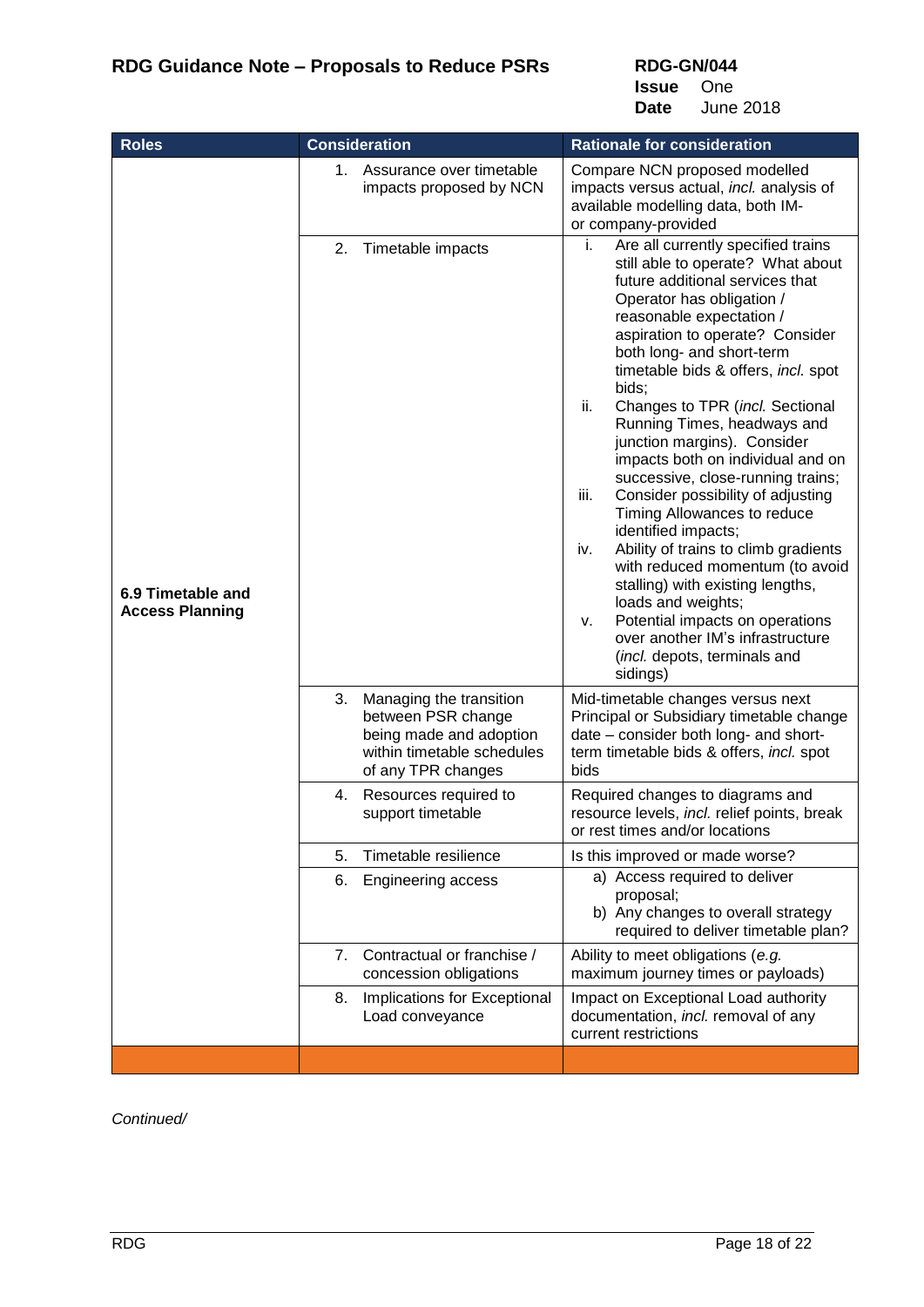| Roles | Consideration | Rationale for consideration |
|---|---|---|
| **6.9 Timetable and Access Planning** | 1. Assurance over timetable impacts proposed by NCN | Compare NCN proposed modelled impacts versus actual, *incl.* analysis of available modelling data, both IM- or company-provided |
| | 2. Timetable impacts | i. Are all currently specified trains still able to operate? What about future additional services that Operator has obligation / reasonable expectation / aspiration to operate? Consider both long- and short-term timetable bids & offers, *incl.* spot bids;<br>ii. Changes to TPR (*incl.* Sectional Running Times, headways and junction margins). Consider impacts both on individual and on successive, close-running trains;<br>iii. Consider possibility of adjusting Timing Allowances to reduce identified impacts;<br>iv. Ability of trains to climb gradients with reduced momentum (to avoid stalling) with existing lengths, loads and weights;<br>v. Potential impacts on operations over another IM's infrastructure (*incl.* depots, terminals and sidings) |
| | 3. Managing the transition between PSR change being made and adoption within timetable schedules of any TPR changes | Mid-timetable changes versus next Principal or Subsidiary timetable change date – consider both long- and short-term timetable bids & offers, *incl.* spot bids |
| | 4. Resources required to support timetable | Required changes to diagrams and resource levels, *incl.* relief points, break or rest times and/or locations |
| | 5. Timetable resilience | Is this improved or made worse? |
| | 6. Engineering access | a) Access required to deliver proposal;<br>b) Any changes to overall strategy required to deliver timetable plan? |
| | 7. Contractual or franchise / concession obligations | Ability to meet obligations (*e.g.* maximum journey times or payloads) |
| | 8. Implications for Exceptional Load conveyance | Impact on Exceptional Load authority documentation, *incl.* removal of any current restrictions |
| | | |

*Continued/*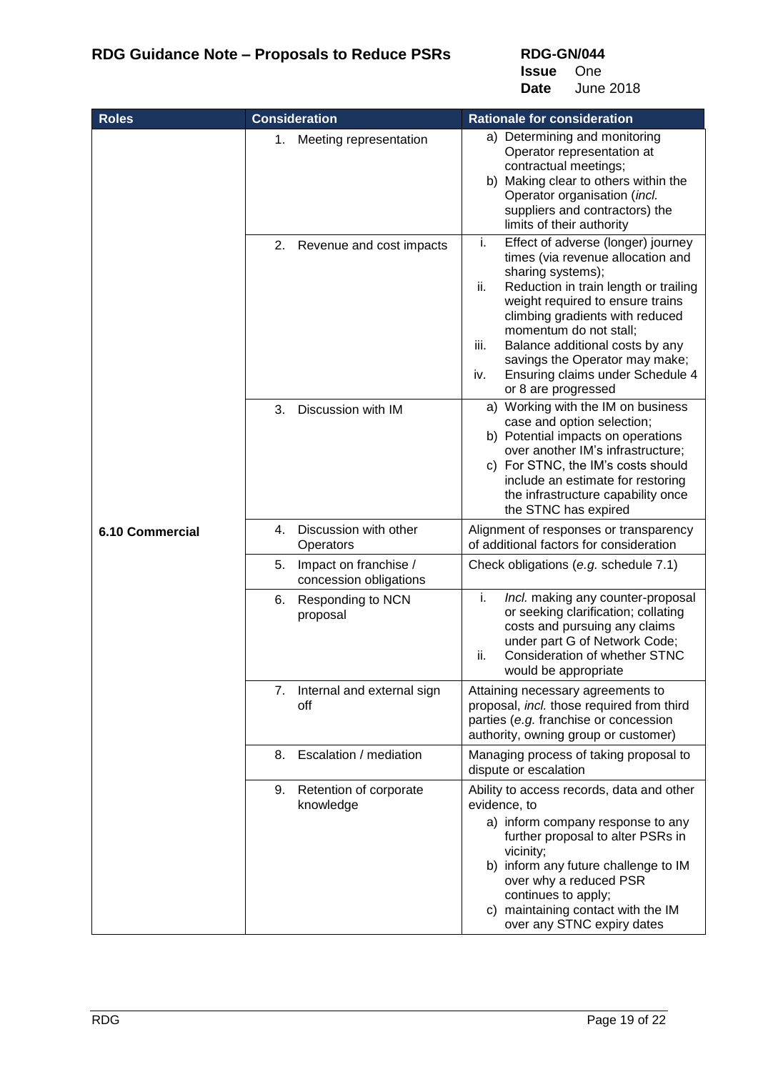| Roles | Consideration | Rationale for consideration |
|---|---|---|
| 6.10 Commercial | 1. Meeting representation | a) Determining and monitoring Operator representation at contractual meetings;<br>b) Making clear to others within the Operator organisation (*incl.* suppliers and contractors) the limits of their authority |
| | 2. Revenue and cost impacts | i. Effect of adverse (longer) journey times (via revenue allocation and sharing systems);<br>ii. Reduction in train length or trailing weight required to ensure trains climbing gradients with reduced momentum do not stall;<br>iii. Balance additional costs by any savings the Operator may make;<br>iv. Ensuring claims under Schedule 4 or 8 are progressed |
| | 3. Discussion with IM | a) Working with the IM on business case and option selection;<br>b) Potential impacts on operations over another IM's infrastructure;<br>c) For STNC, the IM's costs should include an estimate for restoring the infrastructure capability once the STNC has expired |
| | 4. Discussion with other Operators | Alignment of responses or transparency of additional factors for consideration |
| | 5. Impact on franchise / concession obligations | Check obligations (*e.g.* schedule 7.1) |
| | 6. Responding to NCN proposal | i. *Incl.* making any counter-proposal or seeking clarification; collating costs and pursuing any claims under part G of Network Code;<br>ii. Consideration of whether STNC would be appropriate |
| | 7. Internal and external sign off | Attaining necessary agreements to proposal, *incl.* those required from third parties (*e.g.* franchise or concession authority, owning group or customer) |
| | 8. Escalation / mediation | Managing process of taking proposal to dispute or escalation |
| | 9. Retention of corporate knowledge | Ability to access records, data and other evidence, to<br>a) inform company response to any further proposal to alter PSRs in vicinity;<br>b) inform any future challenge to IM over why a reduced PSR continues to apply;<br>c) maintaining contact with the IM over any STNC expiry dates |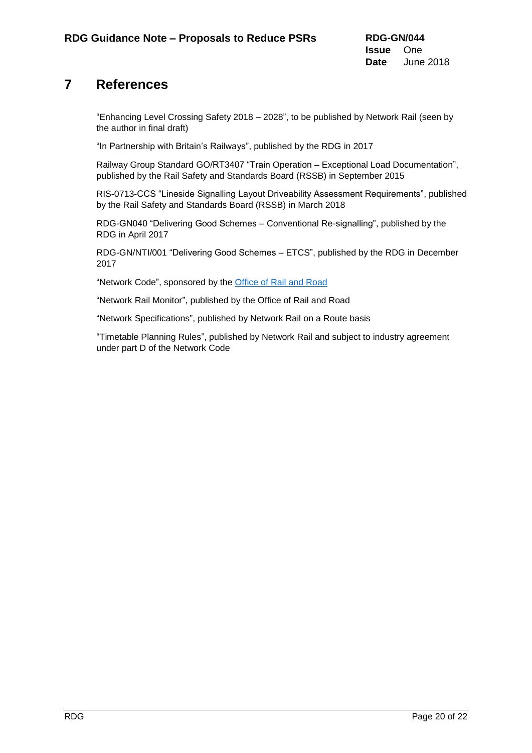# 7 References

“Enhancing Level Crossing Safety 2018 – 2028”, to be published by Network Rail (seen by the author in final draft)

“In Partnership with Britain’s Railways”, published by the RDG in 2017

Railway Group Standard GO/RT3407 “Train Operation – Exceptional Load Documentation”, published by the Rail Safety and Standards Board (RSSB) in September 2015

RIS-0713-CCS “Lineside Signalling Layout Driveability Assessment Requirements”, published by the Rail Safety and Standards Board (RSSB) in March 2018

RDG-GN040 “Delivering Good Schemes – Conventional Re-signalling”, published by the RDG in April 2017

RDG-GN/NTI/001 “Delivering Good Schemes – ETCS”, published by the RDG in December 2017

“Network Code”, sponsored by the Office of Rail and Road

“Network Rail Monitor”, published by the Office of Rail and Road

“Network Specifications”, published by Network Rail on a Route basis

“Timetable Planning Rules”, published by Network Rail and subject to industry agreement under part D of the Network Code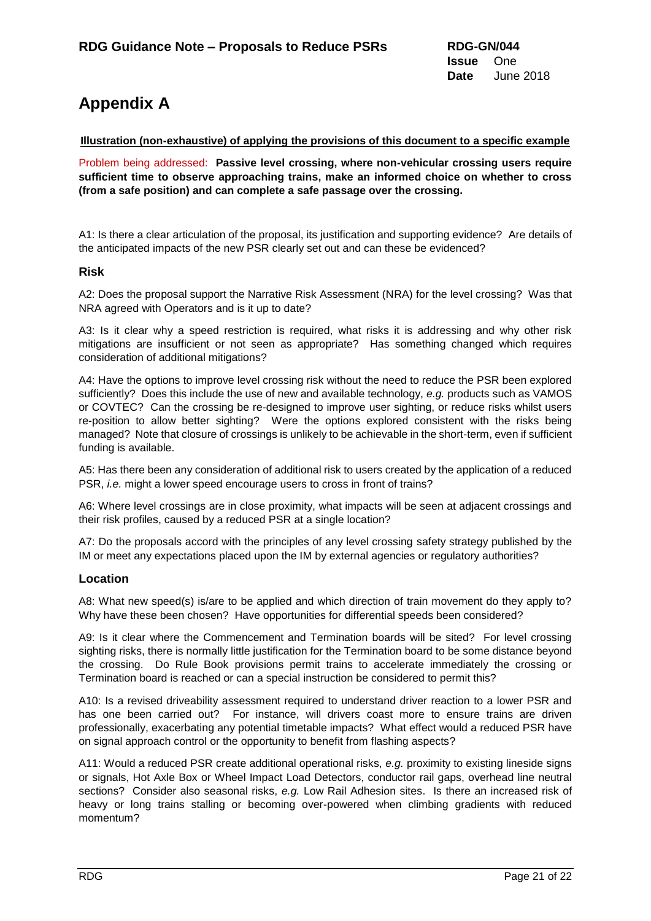# Appendix A

**Illustration (non-exhaustive) of applying the provisions of this document to a specific example**

Problem being addressed: **Passive level crossing, where non-vehicular crossing users require sufficient time to observe approaching trains, make an informed choice on whether to cross (from a safe position) and can complete a safe passage over the crossing.**

A1: Is there a clear articulation of the proposal, its justification and supporting evidence? Are details of the anticipated impacts of the new PSR clearly set out and can these be evidenced?

## Risk

A2: Does the proposal support the Narrative Risk Assessment (NRA) for the level crossing? Was that NRA agreed with Operators and is it up to date?

A3: Is it clear why a speed restriction is required, what risks it is addressing and why other risk mitigations are insufficient or not seen as appropriate? Has something changed which requires consideration of additional mitigations?

A4: Have the options to improve level crossing risk without the need to reduce the PSR been explored sufficiently? Does this include the use of new and available technology, *e.g.* products such as VAMOS or COVTEC? Can the crossing be re-designed to improve user sighting, or reduce risks whilst users re-position to allow better sighting? Were the options explored consistent with the risks being managed? Note that closure of crossings is unlikely to be achievable in the short-term, even if sufficient funding is available.

A5: Has there been any consideration of additional risk to users created by the application of a reduced PSR, *i.e.* might a lower speed encourage users to cross in front of trains?

A6: Where level crossings are in close proximity, what impacts will be seen at adjacent crossings and their risk profiles, caused by a reduced PSR at a single location?

A7: Do the proposals accord with the principles of any level crossing safety strategy published by the IM or meet any expectations placed upon the IM by external agencies or regulatory authorities?

## Location

A8: What new speed(s) is/are to be applied and which direction of train movement do they apply to? Why have these been chosen? Have opportunities for differential speeds been considered?

A9: Is it clear where the Commencement and Termination boards will be sited? For level crossing sighting risks, there is normally little justification for the Termination board to be some distance beyond the crossing. Do Rule Book provisions permit trains to accelerate immediately the crossing or Termination board is reached or can a special instruction be considered to permit this?

A10: Is a revised driveability assessment required to understand driver reaction to a lower PSR and has one been carried out? For instance, will drivers coast more to ensure trains are driven professionally, exacerbating any potential timetable impacts? What effect would a reduced PSR have on signal approach control or the opportunity to benefit from flashing aspects?

A11: Would a reduced PSR create additional operational risks, *e.g.* proximity to existing lineside signs or signals, Hot Axle Box or Wheel Impact Load Detectors, conductor rail gaps, overhead line neutral sections? Consider also seasonal risks, *e.g.* Low Rail Adhesion sites. Is there an increased risk of heavy or long trains stalling or becoming over-powered when climbing gradients with reduced momentum?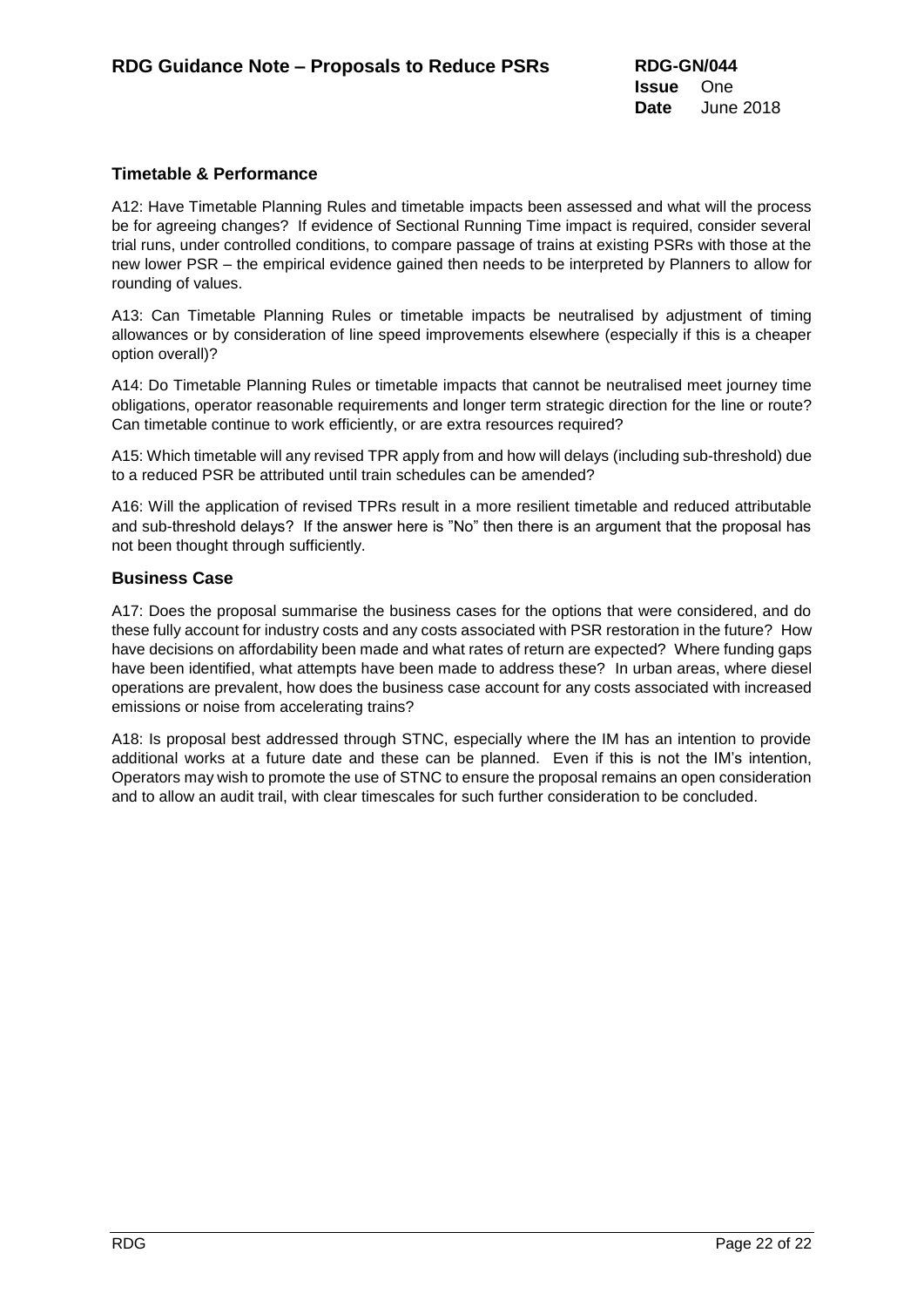### Timetable & Performance

A12: Have Timetable Planning Rules and timetable impacts been assessed and what will the process be for agreeing changes? If evidence of Sectional Running Time impact is required, consider several trial runs, under controlled conditions, to compare passage of trains at existing PSRs with those at the new lower PSR – the empirical evidence gained then needs to be interpreted by Planners to allow for rounding of values.

A13: Can Timetable Planning Rules or timetable impacts be neutralised by adjustment of timing allowances or by consideration of line speed improvements elsewhere (especially if this is a cheaper option overall)?

A14: Do Timetable Planning Rules or timetable impacts that cannot be neutralised meet journey time obligations, operator reasonable requirements and longer term strategic direction for the line or route? Can timetable continue to work efficiently, or are extra resources required?

A15: Which timetable will any revised TPR apply from and how will delays (including sub-threshold) due to a reduced PSR be attributed until train schedules can be amended?

A16: Will the application of revised TPRs result in a more resilient timetable and reduced attributable and sub-threshold delays? If the answer here is "No" then there is an argument that the proposal has not been thought through sufficiently.

### Business Case

A17: Does the proposal summarise the business cases for the options that were considered, and do these fully account for industry costs and any costs associated with PSR restoration in the future? How have decisions on affordability been made and what rates of return are expected? Where funding gaps have been identified, what attempts have been made to address these? In urban areas, where diesel operations are prevalent, how does the business case account for any costs associated with increased emissions or noise from accelerating trains?

A18: Is proposal best addressed through STNC, especially where the IM has an intention to provide additional works at a future date and these can be planned. Even if this is not the IM's intention, Operators may wish to promote the use of STNC to ensure the proposal remains an open consideration and to allow an audit trail, with clear timescales for such further consideration to be concluded.